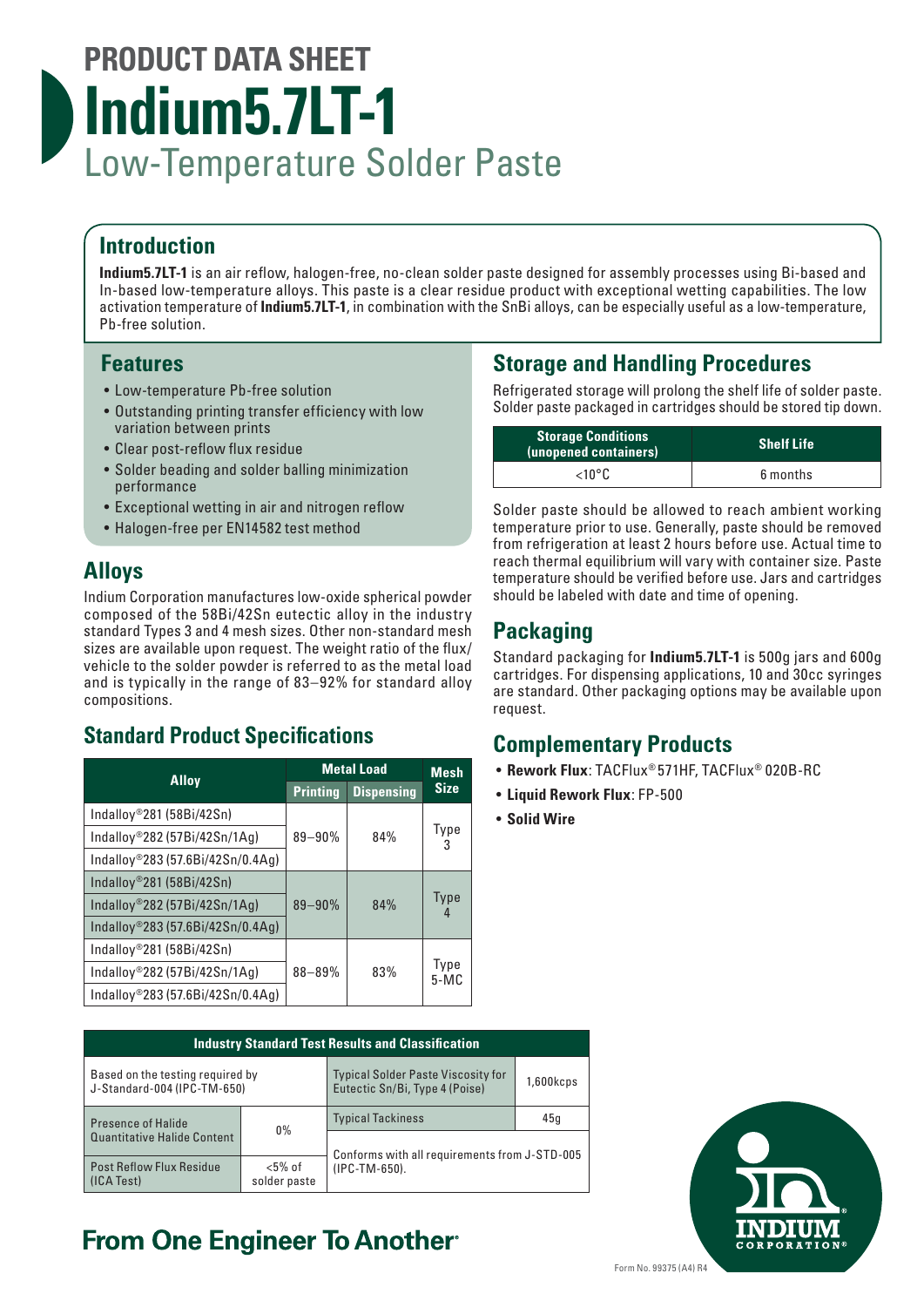# PRODUCT DATA SHEET

# Indium5.7LT-1

## Low-Temperature Solder Paste

## Introduction

**Indium5.7LT-1** is an air reflow, halogen-free, no-clean solder paste designed for assembly processes using Bi-based and In-based low-temperature alloys. This paste is a clear residue product with exceptional wetting capabilities. The low activation temperature of **Indium5.7LT-1**, in combination with the SnBi alloys, can be especially useful as a low-temperature, Pb-free solution.

## Features

- Low-temperature Pb-free solution
- Outstanding printing transfer efficiency with low variation between prints
- Clear post-reflow flux residue
- Solder beading and solder balling minimization performance
- Exceptional wetting in air and nitrogen reflow
- Halogen-free per EN14582 test method

## Alloys

Indium Corporation manufactures low-oxide spherical powder composed of the 58Bi/42Sn eutectic alloy in the industry standard Types 3 and 4 mesh sizes. Other non-standard mesh sizes are available upon request. The weight ratio of the flux/vehicle to the solder powder is referred to as the metal load and is typically in the range of 83–92% for standard alloy compositions.

## Standard Product Specifications

| Alloy | Metal Load | | Mesh Size |
|---|---|---|---|
| | Printing | Dispensing | |
| Indalloy®281 (58Bi/42Sn) | 89–90% | 84% | Type 3 |
| Indalloy®282 (57Bi/42Sn/1Ag) | | | |
| Indalloy®283 (57.6Bi/42Sn/0.4Ag) | | | |
| Indalloy®281 (58Bi/42Sn) | 89–90% | 84% | Type 4 |
| Indalloy®282 (57Bi/42Sn/1Ag) | | | |
| Indalloy®283 (57.6Bi/42Sn/0.4Ag) | | | |
| Indalloy®281 (58Bi/42Sn) | 88–89% | 83% | Type 5-MC |
| Indalloy®282 (57Bi/42Sn/1Ag) | | | |
| Indalloy®283 (57.6Bi/42Sn/0.4Ag) | | | |

## Storage and Handling Procedures

Refrigerated storage will prolong the shelf life of solder paste. Solder paste packaged in cartridges should be stored tip down.

| Storage Conditions (unopened containers) | Shelf Life |
|---|---|
| <10°C | 6 months |

Solder paste should be allowed to reach ambient working temperature prior to use. Generally, paste should be removed from refrigeration at least 2 hours before use. Actual time to reach thermal equilibrium will vary with container size. Paste temperature should be verified before use. Jars and cartridges should be labeled with date and time of opening.

## Packaging

Standard packaging for **Indium5.7LT-1** is 500g jars and 600g cartridges. For dispensing applications, 10 and 30cc syringes are standard. Other packaging options may be available upon request.

## Complementary Products

- **Rework Flux**: TACFlux® 571HF, TACFlux® 020B-RC
- **Liquid Rework Flux**: FP-500
- **Solid Wire**

## Industry Standard Test Results and Classification

| Based on the testing required by J-Standard-004 (IPC-TM-650) | | Typical Solder Paste Viscosity for Eutectic Sn/Bi, Type 4 (Poise) | 1,600kcps |
|---|---|---|---|
| Presence of Halide Quantitative Halide Content | 0% | Typical Tackiness | 45g |
| Post Reflow Flux Residue (ICA Test) | <5% of solder paste | Conforms with all requirements from J-STD-005 (IPC-TM-650). | |

**From One Engineer To Another®**

Form No. 99375 (A4) R4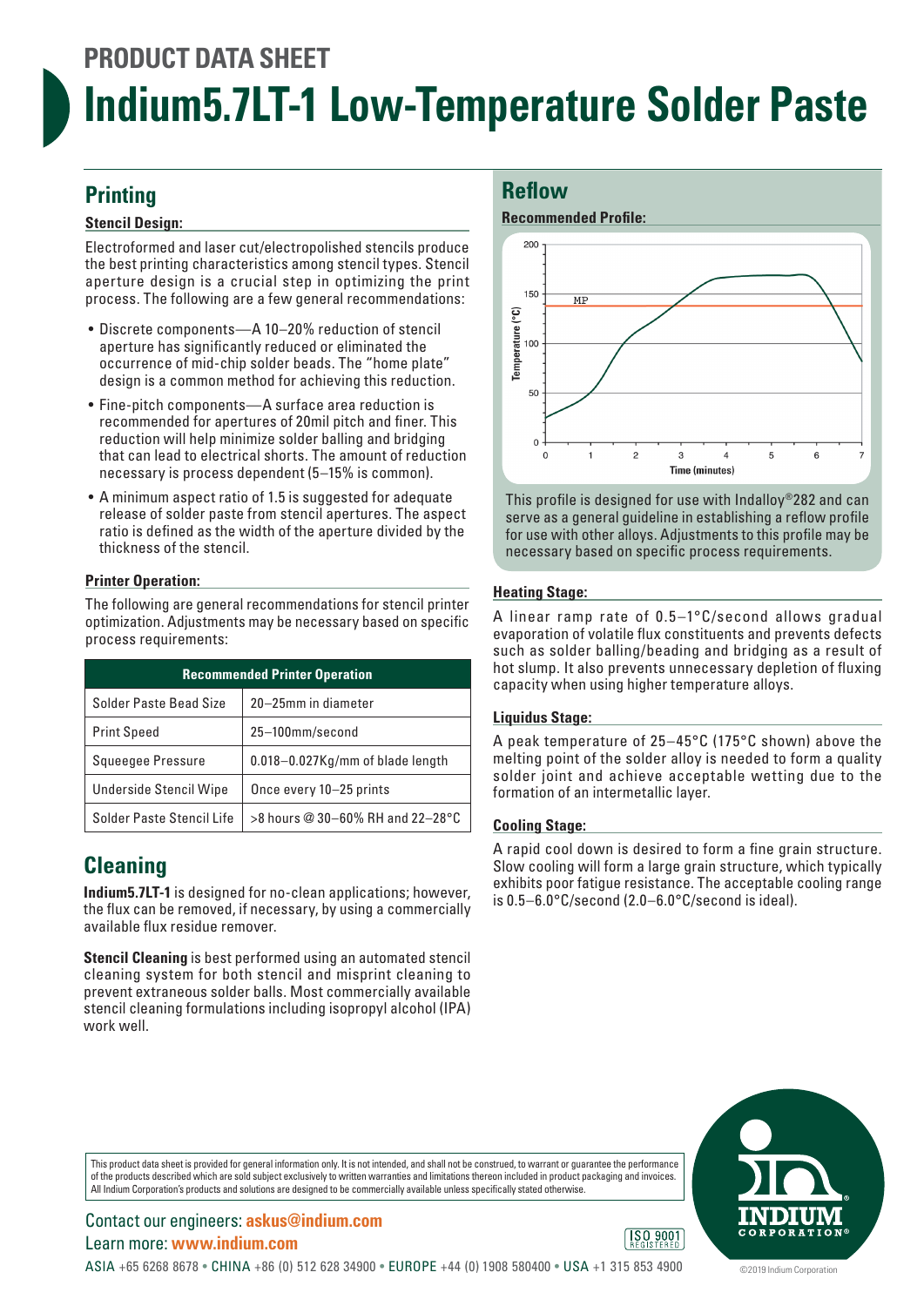# PRODUCT DATA SHEET

# Indium5.7LT-1 Low-Temperature Solder Paste

## Printing

### Stencil Design:

Electroformed and laser cut/electropolished stencils produce the best printing characteristics among stencil types. Stencil aperture design is a crucial step in optimizing the print process. The following are a few general recommendations:

- Discrete components—A 10–20% reduction of stencil aperture has significantly reduced or eliminated the occurrence of mid-chip solder beads. The "home plate" design is a common method for achieving this reduction.
- Fine-pitch components—A surface area reduction is recommended for apertures of 20mil pitch and finer. This reduction will help minimize solder balling and bridging that can lead to electrical shorts. The amount of reduction necessary is process dependent (5–15% is common).
- A minimum aspect ratio of 1.5 is suggested for adequate release of solder paste from stencil apertures. The aspect ratio is defined as the width of the aperture divided by the thickness of the stencil.

### Printer Operation:

The following are general recommendations for stencil printer optimization. Adjustments may be necessary based on specific process requirements:

| Recommended Printer Operation | |
|---|---|
| Solder Paste Bead Size | 20–25mm in diameter |
| Print Speed | 25–100mm/second |
| Squeegee Pressure | 0.018–0.027Kg/mm of blade length |
| Underside Stencil Wipe | Once every 10–25 prints |
| Solder Paste Stencil Life | >8 hours @ 30–60% RH and 22–28°C |

## Cleaning

**Indium5.7LT-1** is designed for no-clean applications; however, the flux can be removed, if necessary, by using a commercially available flux residue remover.

**Stencil Cleaning** is best performed using an automated stencil cleaning system for both stencil and misprint cleaning to prevent extraneous solder balls. Most commercially available stencil cleaning formulations including isopropyl alcohol (IPA) work well.

## Reflow

### Recommended Profile:

200
150
100
50
0
MP
Temperature (°C)
0 1 2 3 4 5 6 7
Time (minutes)

This profile is designed for use with Indalloy®282 and can serve as a general guideline in establishing a reflow profile for use with other alloys. Adjustments to this profile may be necessary based on specific process requirements.

### Heating Stage:

A linear ramp rate of 0.5–1°C/second allows gradual evaporation of volatile flux constituents and prevents defects such as solder balling/beading and bridging as a result of hot slump. It also prevents unnecessary depletion of fluxing capacity when using higher temperature alloys.

### Liquidus Stage:

A peak temperature of 25–45°C (175°C shown) above the melting point of the solder alloy is needed to form a quality solder joint and achieve acceptable wetting due to the formation of an intermetallic layer.

### Cooling Stage:

A rapid cool down is desired to form a fine grain structure. Slow cooling will form a large grain structure, which typically exhibits poor fatigue resistance. The acceptable cooling range is 0.5–6.0°C/second (2.0–6.0°C/second is ideal).

This product data sheet is provided for general information only. It is not intended, and shall not be construed, to warrant or guarantee the performance of the products described which are sold subject exclusively to written warranties and limitations thereon included in product packaging and invoices. All Indium Corporation's products and solutions are designed to be commercially available unless specifically stated otherwise.

Contact our engineers: **askus@indium.com**
Learn more: **www.indium.com**

ISO 9001 REGISTERED

ASIA +65 6268 8678 • CHINA +86 (0) 512 628 34900 • EUROPE +44 (0) 1908 580400 • USA +1 315 853 4900

INDIUM CORPORATION®

©2019 Indium Corporation